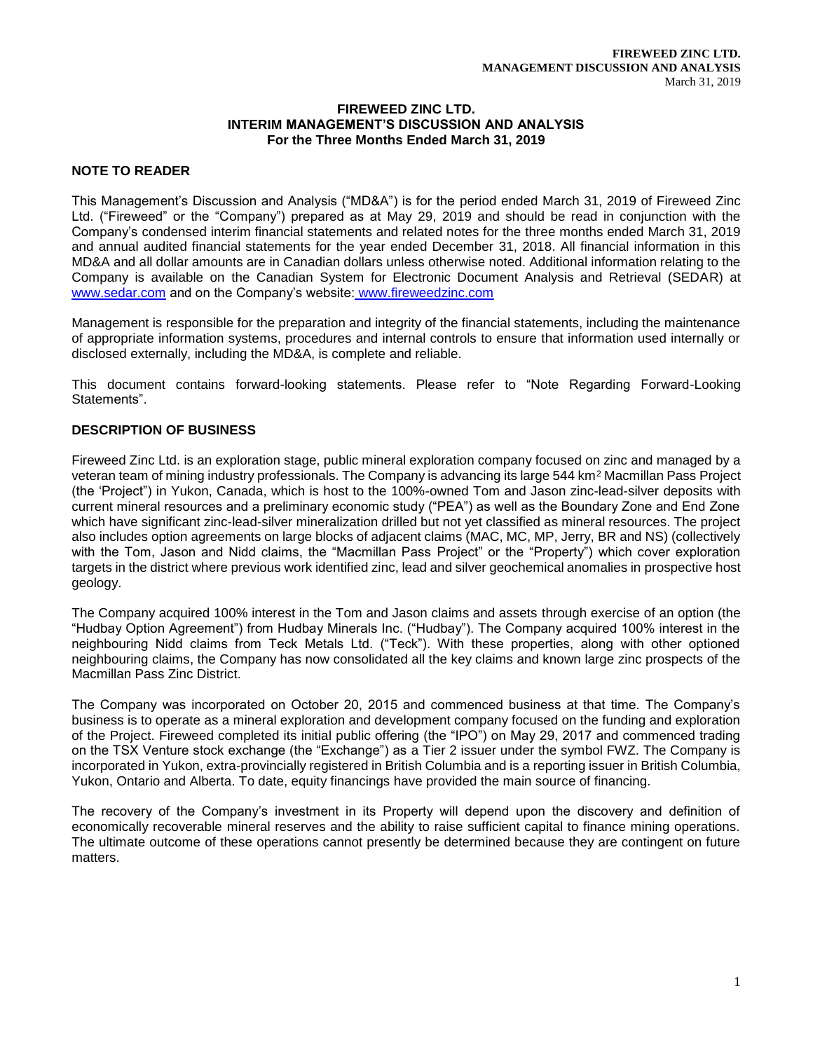# FIREWEED ZINC LTD.
## INTERIM MANAGEMENT'S DISCUSSION AND ANALYSIS
### For the Three Months Ended March 31, 2019

## NOTE TO READER

This Management's Discussion and Analysis ("MD&A") is for the period ended March 31, 2019 of Fireweed Zinc Ltd. ("Fireweed" or the "Company") prepared as at May 29, 2019 and should be read in conjunction with the Company's condensed interim financial statements and related notes for the three months ended March 31, 2019 and annual audited financial statements for the year ended December 31, 2018. All financial information in this MD&A and all dollar amounts are in Canadian dollars unless otherwise noted. Additional information relating to the Company is available on the Canadian System for Electronic Document Analysis and Retrieval (SEDAR) at www.sedar.com and on the Company's website: www.fireweedzinc.com

Management is responsible for the preparation and integrity of the financial statements, including the maintenance of appropriate information systems, procedures and internal controls to ensure that information used internally or disclosed externally, including the MD&A, is complete and reliable.

This document contains forward-looking statements. Please refer to "Note Regarding Forward-Looking Statements".

## DESCRIPTION OF BUSINESS

Fireweed Zinc Ltd. is an exploration stage, public mineral exploration company focused on zinc and managed by a veteran team of mining industry professionals. The Company is advancing its large 544 km$^2$ Macmillan Pass Project (the 'Project") in Yukon, Canada, which is host to the 100%-owned Tom and Jason zinc-lead-silver deposits with current mineral resources and a preliminary economic study ("PEA") as well as the Boundary Zone and End Zone which have significant zinc-lead-silver mineralization drilled but not yet classified as mineral resources. The project also includes option agreements on large blocks of adjacent claims (MAC, MC, MP, Jerry, BR and NS) (collectively with the Tom, Jason and Nidd claims, the "Macmillan Pass Project" or the "Property") which cover exploration targets in the district where previous work identified zinc, lead and silver geochemical anomalies in prospective host geology.

The Company acquired 100% interest in the Tom and Jason claims and assets through exercise of an option (the "Hudbay Option Agreement") from Hudbay Minerals Inc. ("Hudbay"). The Company acquired 100% interest in the neighbouring Nidd claims from Teck Metals Ltd. ("Teck"). With these properties, along with other optioned neighbouring claims, the Company has now consolidated all the key claims and known large zinc prospects of the Macmillan Pass Zinc District.

The Company was incorporated on October 20, 2015 and commenced business at that time. The Company's business is to operate as a mineral exploration and development company focused on the funding and exploration of the Project. Fireweed completed its initial public offering (the "IPO") on May 29, 2017 and commenced trading on the TSX Venture stock exchange (the "Exchange") as a Tier 2 issuer under the symbol FWZ. The Company is incorporated in Yukon, extra-provincially registered in British Columbia and is a reporting issuer in British Columbia, Yukon, Ontario and Alberta. To date, equity financings have provided the main source of financing.

The recovery of the Company's investment in its Property will depend upon the discovery and definition of economically recoverable mineral reserves and the ability to raise sufficient capital to finance mining operations. The ultimate outcome of these operations cannot presently be determined because they are contingent on future matters.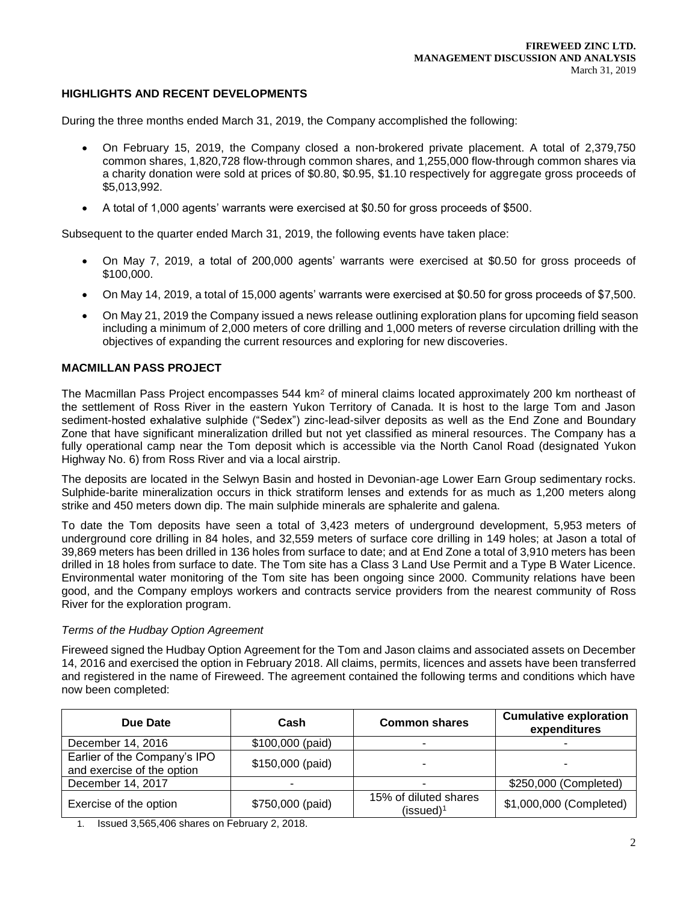## HIGHLIGHTS AND RECENT DEVELOPMENTS

During the three months ended March 31, 2019, the Company accomplished the following:

- On February 15, 2019, the Company closed a non-brokered private placement. A total of 2,379,750 common shares, 1,820,728 flow-through common shares, and 1,255,000 flow-through common shares via a charity donation were sold at prices of $0.80, $0.95, $1.10 respectively for aggregate gross proceeds of $5,013,992.
- A total of 1,000 agents' warrants were exercised at $0.50 for gross proceeds of $500.

Subsequent to the quarter ended March 31, 2019, the following events have taken place:

- On May 7, 2019, a total of 200,000 agents' warrants were exercised at $0.50 for gross proceeds of $100,000.
- On May 14, 2019, a total of 15,000 agents' warrants were exercised at $0.50 for gross proceeds of $7,500.
- On May 21, 2019 the Company issued a news release outlining exploration plans for upcoming field season including a minimum of 2,000 meters of core drilling and 1,000 meters of reverse circulation drilling with the objectives of expanding the current resources and exploring for new discoveries.

## MACMILLAN PASS PROJECT

The Macmillan Pass Project encompasses 544 km$^2$ of mineral claims located approximately 200 km northeast of the settlement of Ross River in the eastern Yukon Territory of Canada. It is host to the large Tom and Jason sediment-hosted exhalative sulphide ("Sedex") zinc-lead-silver deposits as well as the End Zone and Boundary Zone that have significant mineralization drilled but not yet classified as mineral resources. The Company has a fully operational camp near the Tom deposit which is accessible via the North Canol Road (designated Yukon Highway No. 6) from Ross River and via a local airstrip.

The deposits are located in the Selwyn Basin and hosted in Devonian-age Lower Earn Group sedimentary rocks. Sulphide-barite mineralization occurs in thick stratiform lenses and extends for as much as 1,200 meters along strike and 450 meters down dip. The main sulphide minerals are sphalerite and galena.

To date the Tom deposits have seen a total of 3,423 meters of underground development, 5,953 meters of underground core drilling in 84 holes, and 32,559 meters of surface core drilling in 149 holes; at Jason a total of 39,869 meters has been drilled in 136 holes from surface to date; and at End Zone a total of 3,910 meters has been drilled in 18 holes from surface to date. The Tom site has a Class 3 Land Use Permit and a Type B Water Licence. Environmental water monitoring of the Tom site has been ongoing since 2000. Community relations have been good, and the Company employs workers and contracts service providers from the nearest community of Ross River for the exploration program.

### *Terms of the Hudbay Option Agreement*

Fireweed signed the Hudbay Option Agreement for the Tom and Jason claims and associated assets on December 14, 2016 and exercised the option in February 2018. All claims, permits, licences and assets have been transferred and registered in the name of Fireweed. The agreement contained the following terms and conditions which have now been completed:

| Due Date | Cash | Common shares | Cumulative exploration expenditures |
|---|---|---|---|
| December 14, 2016 | $100,000 (paid) | - | - |
| Earlier of the Company's IPO and exercise of the option | $150,000 (paid) | - | - |
| December 14, 2017 | - | - | $250,000 (Completed) |
| Exercise of the option | $750,000 (paid) | 15% of diluted shares (issued)[1] | $1,000,000 (Completed) |

1. Issued 3,565,406 shares on February 2, 2018.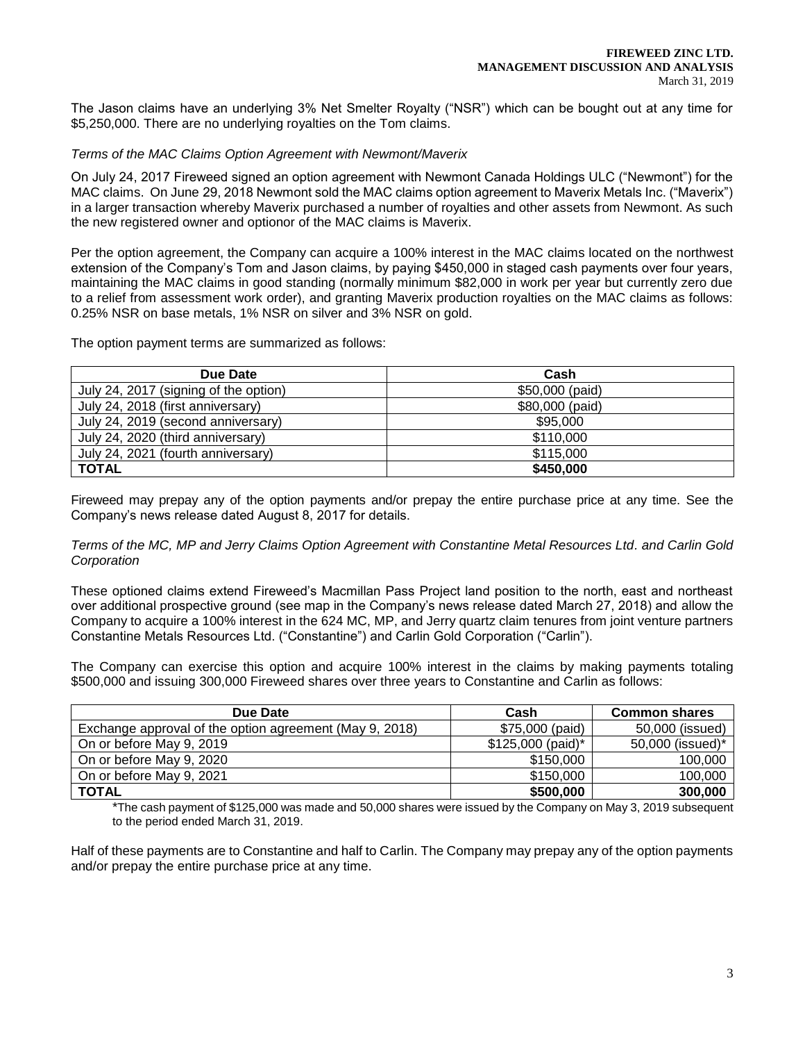The Jason claims have an underlying 3% Net Smelter Royalty ("NSR") which can be bought out at any time for $5,250,000. There are no underlying royalties on the Tom claims.

*Terms of the MAC Claims Option Agreement with Newmont/Maverix*

On July 24, 2017 Fireweed signed an option agreement with Newmont Canada Holdings ULC ("Newmont") for the MAC claims. On June 29, 2018 Newmont sold the MAC claims option agreement to Maverix Metals Inc. ("Maverix") in a larger transaction whereby Maverix purchased a number of royalties and other assets from Newmont. As such the new registered owner and optionor of the MAC claims is Maverix.

Per the option agreement, the Company can acquire a 100% interest in the MAC claims located on the northwest extension of the Company's Tom and Jason claims, by paying $450,000 in staged cash payments over four years, maintaining the MAC claims in good standing (normally minimum $82,000 in work per year but currently zero due to a relief from assessment work order), and granting Maverix production royalties on the MAC claims as follows: 0.25% NSR on base metals, 1% NSR on silver and 3% NSR on gold.

The option payment terms are summarized as follows:

| Due Date | Cash |
|---|---|
| July 24, 2017 (signing of the option) | $50,000 (paid) |
| July 24, 2018 (first anniversary) | $80,000 (paid) |
| July 24, 2019 (second anniversary) | $95,000 |
| July 24, 2020 (third anniversary) | $110,000 |
| July 24, 2021 (fourth anniversary) | $115,000 |
| **TOTAL** | **$450,000** |

Fireweed may prepay any of the option payments and/or prepay the entire purchase price at any time. See the Company's news release dated August 8, 2017 for details.

*Terms of the MC, MP and Jerry Claims Option Agreement with Constantine Metal Resources Ltd. and Carlin Gold Corporation*

These optioned claims extend Fireweed's Macmillan Pass Project land position to the north, east and northeast over additional prospective ground (see map in the Company's news release dated March 27, 2018) and allow the Company to acquire a 100% interest in the 624 MC, MP, and Jerry quartz claim tenures from joint venture partners Constantine Metals Resources Ltd. ("Constantine") and Carlin Gold Corporation ("Carlin").

The Company can exercise this option and acquire 100% interest in the claims by making payments totaling $500,000 and issuing 300,000 Fireweed shares over three years to Constantine and Carlin as follows:

| Due Date | Cash | Common shares |
|---|---|---|
| Exchange approval of the option agreement (May 9, 2018) | $75,000 (paid) | 50,000 (issued) |
| On or before May 9, 2019 | $125,000 (paid)* | 50,000 (issued)* |
| On or before May 9, 2020 | $150,000 | 100,000 |
| On or before May 9, 2021 | $150,000 | 100,000 |
| **TOTAL** | **$500,000** | **300,000** |

*The cash payment of $125,000 was made and 50,000 shares were issued by the Company on May 3, 2019 subsequent to the period ended March 31, 2019.

Half of these payments are to Constantine and half to Carlin. The Company may prepay any of the option payments and/or prepay the entire purchase price at any time.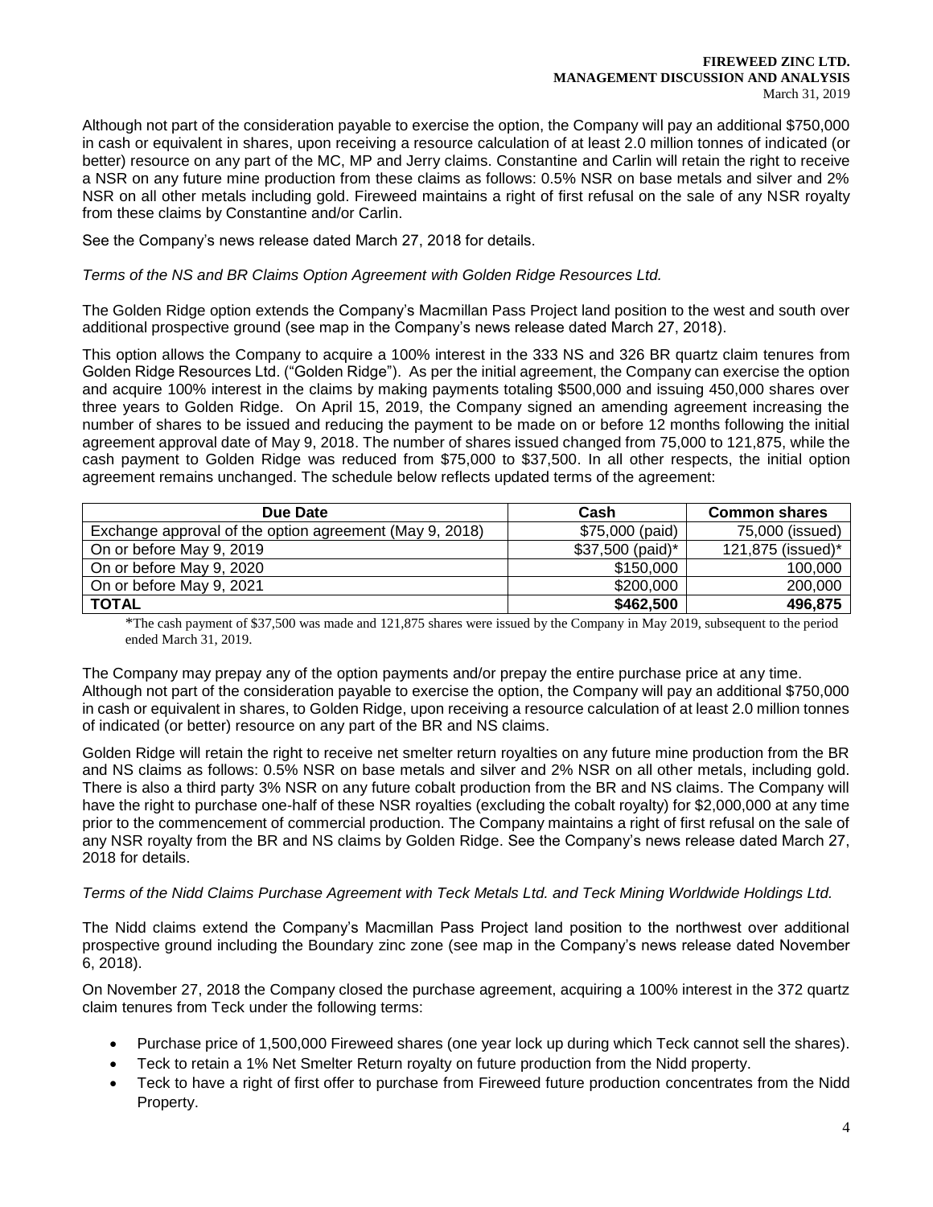Although not part of the consideration payable to exercise the option, the Company will pay an additional $750,000 in cash or equivalent in shares, upon receiving a resource calculation of at least 2.0 million tonnes of indicated (or better) resource on any part of the MC, MP and Jerry claims. Constantine and Carlin will retain the right to receive a NSR on any future mine production from these claims as follows: 0.5% NSR on base metals and silver and 2% NSR on all other metals including gold. Fireweed maintains a right of first refusal on the sale of any NSR royalty from these claims by Constantine and/or Carlin.

See the Company's news release dated March 27, 2018 for details.

*Terms of the NS and BR Claims Option Agreement with Golden Ridge Resources Ltd.*

The Golden Ridge option extends the Company's Macmillan Pass Project land position to the west and south over additional prospective ground (see map in the Company's news release dated March 27, 2018).

This option allows the Company to acquire a 100% interest in the 333 NS and 326 BR quartz claim tenures from Golden Ridge Resources Ltd. ("Golden Ridge"). As per the initial agreement, the Company can exercise the option and acquire 100% interest in the claims by making payments totaling $500,000 and issuing 450,000 shares over three years to Golden Ridge. On April 15, 2019, the Company signed an amending agreement increasing the number of shares to be issued and reducing the payment to be made on or before 12 months following the initial agreement approval date of May 9, 2018. The number of shares issued changed from 75,000 to 121,875, while the cash payment to Golden Ridge was reduced from $75,000 to $37,500. In all other respects, the initial option agreement remains unchanged. The schedule below reflects updated terms of the agreement:

| Due Date | Cash | Common shares |
|---|---|---|
| Exchange approval of the option agreement (May 9, 2018) | $75,000 (paid) | 75,000 (issued) |
| On or before May 9, 2019 | $37,500 (paid)* | 121,875 (issued)* |
| On or before May 9, 2020 | $150,000 | 100,000 |
| On or before May 9, 2021 | $200,000 | 200,000 |
| **TOTAL** | **$462,500** | **496,875** |

*The cash payment of $37,500 was made and 121,875 shares were issued by the Company in May 2019, subsequent to the period ended March 31, 2019.

The Company may prepay any of the option payments and/or prepay the entire purchase price at any time. Although not part of the consideration payable to exercise the option, the Company will pay an additional $750,000 in cash or equivalent in shares, to Golden Ridge, upon receiving a resource calculation of at least 2.0 million tonnes of indicated (or better) resource on any part of the BR and NS claims.

Golden Ridge will retain the right to receive net smelter return royalties on any future mine production from the BR and NS claims as follows: 0.5% NSR on base metals and silver and 2% NSR on all other metals, including gold. There is also a third party 3% NSR on any future cobalt production from the BR and NS claims. The Company will have the right to purchase one-half of these NSR royalties (excluding the cobalt royalty) for $2,000,000 at any time prior to the commencement of commercial production. The Company maintains a right of first refusal on the sale of any NSR royalty from the BR and NS claims by Golden Ridge. See the Company's news release dated March 27, 2018 for details.

*Terms of the Nidd Claims Purchase Agreement with Teck Metals Ltd. and Teck Mining Worldwide Holdings Ltd.*

The Nidd claims extend the Company's Macmillan Pass Project land position to the northwest over additional prospective ground including the Boundary zinc zone (see map in the Company's news release dated November 6, 2018).

On November 27, 2018 the Company closed the purchase agreement, acquiring a 100% interest in the 372 quartz claim tenures from Teck under the following terms:

- Purchase price of 1,500,000 Fireweed shares (one year lock up during which Teck cannot sell the shares).
- Teck to retain a 1% Net Smelter Return royalty on future production from the Nidd property.
- Teck to have a right of first offer to purchase from Fireweed future production concentrates from the Nidd Property.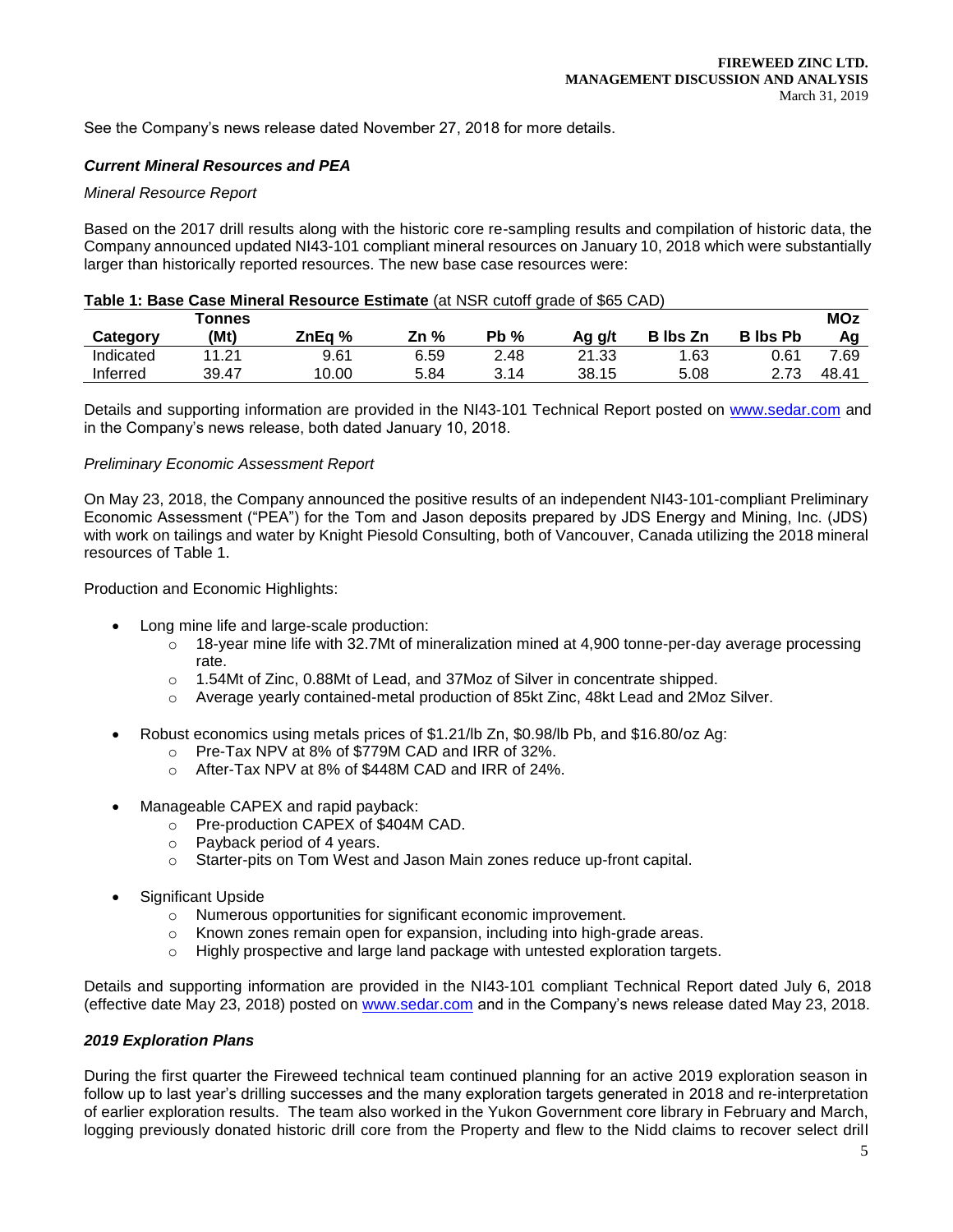See the Company's news release dated November 27, 2018 for more details.

### *Current Mineral Resources and PEA*

*Mineral Resource Report*

Based on the 2017 drill results along with the historic core re-sampling results and compilation of historic data, the Company announced updated NI43-101 compliant mineral resources on January 10, 2018 which were substantially larger than historically reported resources. The new base case resources were:

**Table 1: Base Case Mineral Resource Estimate** (at NSR cutoff grade of $65 CAD)

| Category | Tonnes (Mt) | ZnEq % | Zn % | Pb % | Ag g/t | B lbs Zn | B lbs Pb | MOz Ag |
|---|---|---|---|---|---|---|---|---|
| Indicated | 11.21 | 9.61 | 6.59 | 2.48 | 21.33 | 1.63 | 0.61 | 7.69 |
| Inferred | 39.47 | 10.00 | 5.84 | 3.14 | 38.15 | 5.08 | 2.73 | 48.41 |

Details and supporting information are provided in the NI43-101 Technical Report posted on www.sedar.com and in the Company's news release, both dated January 10, 2018.

*Preliminary Economic Assessment Report*

On May 23, 2018, the Company announced the positive results of an independent NI43-101-compliant Preliminary Economic Assessment ("PEA") for the Tom and Jason deposits prepared by JDS Energy and Mining, Inc. (JDS) with work on tailings and water by Knight Piesold Consulting, both of Vancouver, Canada utilizing the 2018 mineral resources of Table 1.

Production and Economic Highlights:

- Long mine life and large-scale production:
  - 18-year mine life with 32.7Mt of mineralization mined at 4,900 tonne-per-day average processing rate.
  - 1.54Mt of Zinc, 0.88Mt of Lead, and 37Moz of Silver in concentrate shipped.
  - Average yearly contained-metal production of 85kt Zinc, 48kt Lead and 2Moz Silver.
- Robust economics using metals prices of $1.21/lb Zn, $0.98/lb Pb, and $16.80/oz Ag:
  - Pre-Tax NPV at 8% of $779M CAD and IRR of 32%.
  - After-Tax NPV at 8% of $448M CAD and IRR of 24%.
- Manageable CAPEX and rapid payback:
  - Pre-production CAPEX of $404M CAD.
  - Payback period of 4 years.
  - Starter-pits on Tom West and Jason Main zones reduce up-front capital.
- Significant Upside
  - Numerous opportunities for significant economic improvement.
  - Known zones remain open for expansion, including into high-grade areas.
  - Highly prospective and large land package with untested exploration targets.

Details and supporting information are provided in the NI43-101 compliant Technical Report dated July 6, 2018 (effective date May 23, 2018) posted on www.sedar.com and in the Company's news release dated May 23, 2018.

### *2019 Exploration Plans*

During the first quarter the Fireweed technical team continued planning for an active 2019 exploration season in follow up to last year's drilling successes and the many exploration targets generated in 2018 and re-interpretation of earlier exploration results. The team also worked in the Yukon Government core library in February and March, logging previously donated historic drill core from the Property and flew to the Nidd claims to recover select drill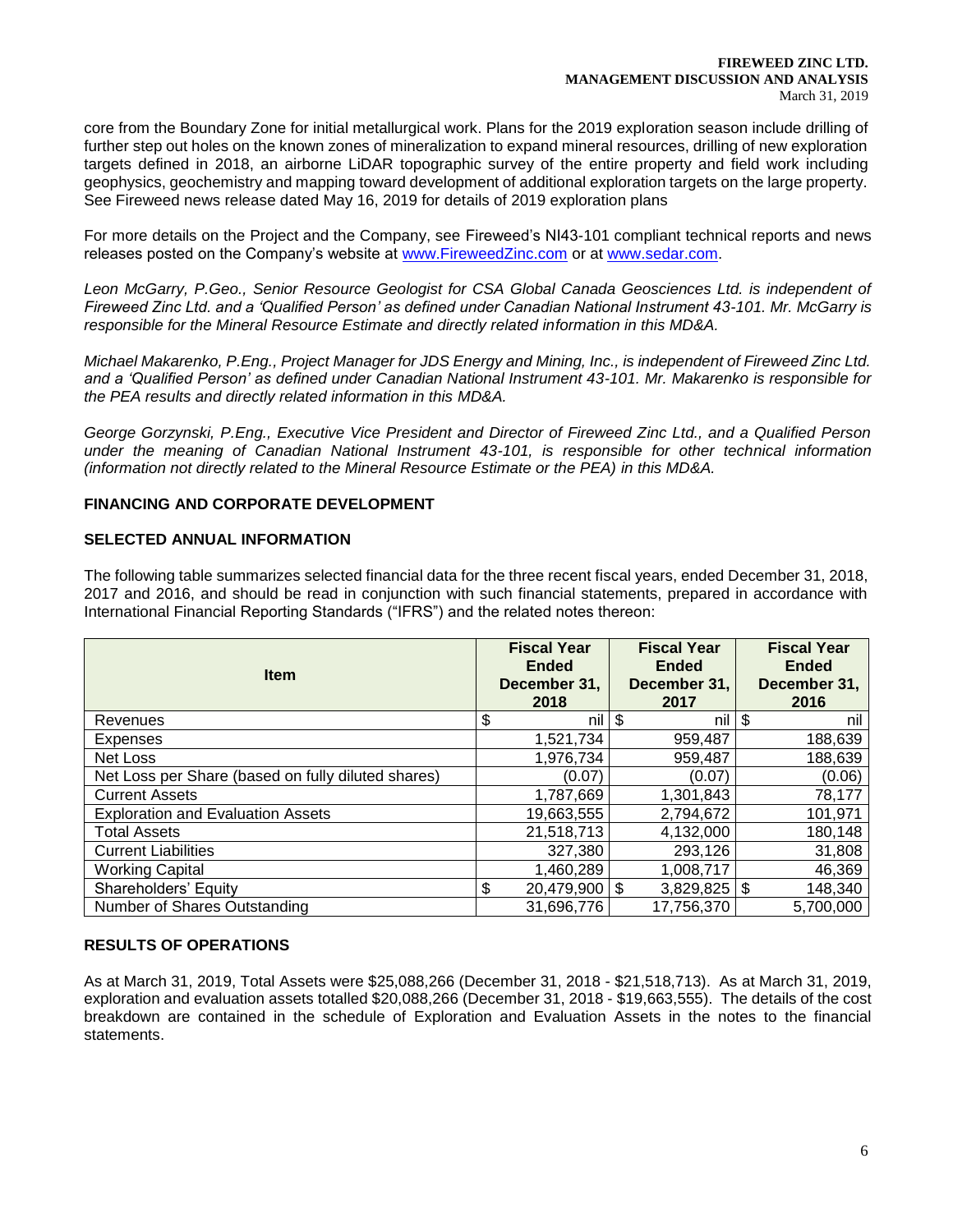core from the Boundary Zone for initial metallurgical work. Plans for the 2019 exploration season include drilling of further step out holes on the known zones of mineralization to expand mineral resources, drilling of new exploration targets defined in 2018, an airborne LiDAR topographic survey of the entire property and field work including geophysics, geochemistry and mapping toward development of additional exploration targets on the large property. See Fireweed news release dated May 16, 2019 for details of 2019 exploration plans

For more details on the Project and the Company, see Fireweed's NI43-101 compliant technical reports and news releases posted on the Company's website at www.FireweedZinc.com or at www.sedar.com.

*Leon McGarry, P.Geo., Senior Resource Geologist for CSA Global Canada Geosciences Ltd. is independent of Fireweed Zinc Ltd. and a 'Qualified Person' as defined under Canadian National Instrument 43-101. Mr. McGarry is responsible for the Mineral Resource Estimate and directly related information in this MD&A.*

*Michael Makarenko, P.Eng., Project Manager for JDS Energy and Mining, Inc., is independent of Fireweed Zinc Ltd. and a 'Qualified Person' as defined under Canadian National Instrument 43-101. Mr. Makarenko is responsible for the PEA results and directly related information in this MD&A.*

*George Gorzynski, P.Eng., Executive Vice President and Director of Fireweed Zinc Ltd., and a Qualified Person under the meaning of Canadian National Instrument 43-101, is responsible for other technical information (information not directly related to the Mineral Resource Estimate or the PEA) in this MD&A.*

## FINANCING AND CORPORATE DEVELOPMENT

## SELECTED ANNUAL INFORMATION

The following table summarizes selected financial data for the three recent fiscal years, ended December 31, 2018, 2017 and 2016, and should be read in conjunction with such financial statements, prepared in accordance with International Financial Reporting Standards ("IFRS") and the related notes thereon:

| Item | Fiscal Year Ended December 31, 2018 | Fiscal Year Ended December 31, 2017 | Fiscal Year Ended December 31, 2016 |
|---|---|---|---|
| Revenues | $ nil | $ nil | $ nil |
| Expenses | 1,521,734 | 959,487 | 188,639 |
| Net Loss | 1,976,734 | 959,487 | 188,639 |
| Net Loss per Share (based on fully diluted shares) | (0.07) | (0.07) | (0.06) |
| Current Assets | 1,787,669 | 1,301,843 | 78,177 |
| Exploration and Evaluation Assets | 19,663,555 | 2,794,672 | 101,971 |
| Total Assets | 21,518,713 | 4,132,000 | 180,148 |
| Current Liabilities | 327,380 | 293,126 | 31,808 |
| Working Capital | 1,460,289 | 1,008,717 | 46,369 |
| Shareholders' Equity | $ 20,479,900 | $ 3,829,825 | $ 148,340 |
| Number of Shares Outstanding | 31,696,776 | 17,756,370 | 5,700,000 |

## RESULTS OF OPERATIONS

As at March 31, 2019, Total Assets were $25,088,266 (December 31, 2018 - $21,518,713). As at March 31, 2019, exploration and evaluation assets totalled $20,088,266 (December 31, 2018 - $19,663,555). The details of the cost breakdown are contained in the schedule of Exploration and Evaluation Assets in the notes to the financial statements.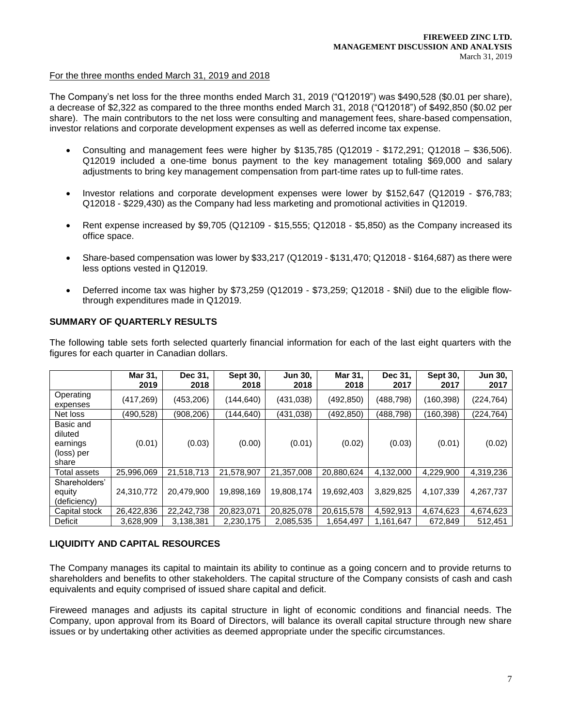For the three months ended March 31, 2019 and 2018

The Company's net loss for the three months ended March 31, 2019 ("Q12019") was $490,528 ($0.01 per share), a decrease of $2,322 as compared to the three months ended March 31, 2018 ("Q12018") of $492,850 ($0.02 per share). The main contributors to the net loss were consulting and management fees, share-based compensation, investor relations and corporate development expenses as well as deferred income tax expense.

- Consulting and management fees were higher by $135,785 (Q12019 - $172,291; Q12018 – $36,506). Q12019 included a one-time bonus payment to the key management totaling $69,000 and salary adjustments to bring key management compensation from part-time rates up to full-time rates.
- Investor relations and corporate development expenses were lower by $152,647 (Q12019 - $76,783; Q12018 - $229,430) as the Company had less marketing and promotional activities in Q12019.
- Rent expense increased by $9,705 (Q12109 - $15,555; Q12018 - $5,850) as the Company increased its office space.
- Share-based compensation was lower by $33,217 (Q12019 - $131,470; Q12018 - $164,687) as there were less options vested in Q12019.
- Deferred income tax was higher by $73,259 (Q12019 - $73,259; Q12018 - $Nil) due to the eligible flow-through expenditures made in Q12019.

## SUMMARY OF QUARTERLY RESULTS

The following table sets forth selected quarterly financial information for each of the last eight quarters with the figures for each quarter in Canadian dollars.

| | Mar 31, 2019 | Dec 31, 2018 | Sept 30, 2018 | Jun 30, 2018 | Mar 31, 2018 | Dec 31, 2017 | Sept 30, 2017 | Jun 30, 2017 |
|---|---|---|---|---|---|---|---|---|
| Operating expenses | (417,269) | (453,206) | (144,640) | (431,038) | (492,850) | (488,798) | (160,398) | (224,764) |
| Net loss | (490,528) | (908,206) | (144,640) | (431,038) | (492,850) | (488,798) | (160,398) | (224,764) |
| Basic and diluted earnings (loss) per share | (0.01) | (0.03) | (0.00) | (0.01) | (0.02) | (0.03) | (0.01) | (0.02) |
| Total assets | 25,996,069 | 21,518,713 | 21,578,907 | 21,357,008 | 20,880,624 | 4,132,000 | 4,229,900 | 4,319,236 |
| Shareholders' equity (deficiency) | 24,310,772 | 20,479,900 | 19,898,169 | 19,808,174 | 19,692,403 | 3,829,825 | 4,107,339 | 4,267,737 |
| Capital stock | 26,422,836 | 22,242,738 | 20,823,071 | 20,825,078 | 20,615,578 | 4,592,913 | 4,674,623 | 4,674,623 |
| Deficit | 3,628,909 | 3,138,381 | 2,230,175 | 2,085,535 | 1,654,497 | 1,161,647 | 672,849 | 512,451 |

## LIQUIDITY AND CAPITAL RESOURCES

The Company manages its capital to maintain its ability to continue as a going concern and to provide returns to shareholders and benefits to other stakeholders. The capital structure of the Company consists of cash and cash equivalents and equity comprised of issued share capital and deficit.

Fireweed manages and adjusts its capital structure in light of economic conditions and financial needs. The Company, upon approval from its Board of Directors, will balance its overall capital structure through new share issues or by undertaking other activities as deemed appropriate under the specific circumstances.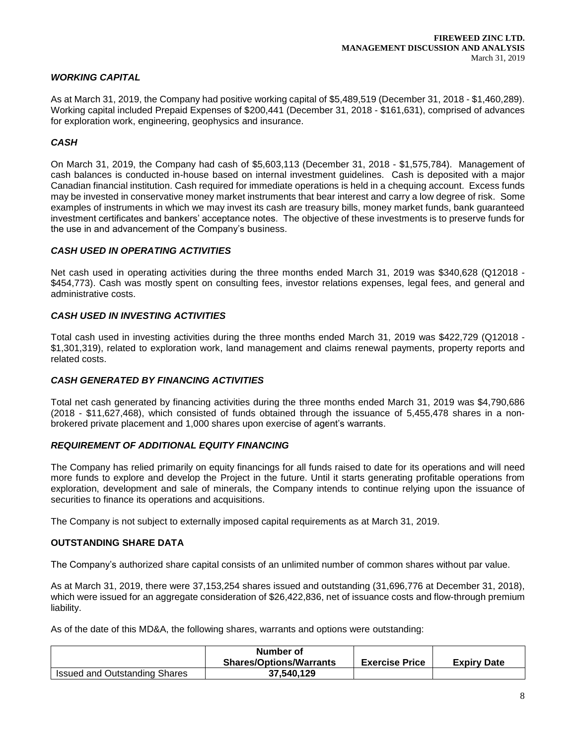### *WORKING CAPITAL*

As at March 31, 2019, the Company had positive working capital of $5,489,519 (December 31, 2018 - $1,460,289). Working capital included Prepaid Expenses of $200,441 (December 31, 2018 - $161,631), comprised of advances for exploration work, engineering, geophysics and insurance.

### *CASH*

On March 31, 2019, the Company had cash of $5,603,113 (December 31, 2018 - $1,575,784). Management of cash balances is conducted in-house based on internal investment guidelines. Cash is deposited with a major Canadian financial institution. Cash required for immediate operations is held in a chequing account. Excess funds may be invested in conservative money market instruments that bear interest and carry a low degree of risk. Some examples of instruments in which we may invest its cash are treasury bills, money market funds, bank guaranteed investment certificates and bankers' acceptance notes. The objective of these investments is to preserve funds for the use in and advancement of the Company's business.

### *CASH USED IN OPERATING ACTIVITIES*

Net cash used in operating activities during the three months ended March 31, 2019 was $340,628 (Q12018 - $454,773). Cash was mostly spent on consulting fees, investor relations expenses, legal fees, and general and administrative costs.

### *CASH USED IN INVESTING ACTIVITIES*

Total cash used in investing activities during the three months ended March 31, 2019 was $422,729 (Q12018 - $1,301,319), related to exploration work, land management and claims renewal payments, property reports and related costs.

### *CASH GENERATED BY FINANCING ACTIVITIES*

Total net cash generated by financing activities during the three months ended March 31, 2019 was $4,790,686 (2018 - $11,627,468), which consisted of funds obtained through the issuance of 5,455,478 shares in a non-brokered private placement and 1,000 shares upon exercise of agent's warrants.

### *REQUIREMENT OF ADDITIONAL EQUITY FINANCING*

The Company has relied primarily on equity financings for all funds raised to date for its operations and will need more funds to explore and develop the Project in the future. Until it starts generating profitable operations from exploration, development and sale of minerals, the Company intends to continue relying upon the issuance of securities to finance its operations and acquisitions.

The Company is not subject to externally imposed capital requirements as at March 31, 2019.

## OUTSTANDING SHARE DATA

The Company's authorized share capital consists of an unlimited number of common shares without par value.

As at March 31, 2019, there were 37,153,254 shares issued and outstanding (31,696,776 at December 31, 2018), which were issued for an aggregate consideration of $26,422,836, net of issuance costs and flow-through premium liability.

As of the date of this MD&A, the following shares, warrants and options were outstanding:

| | Number of Shares/Options/Warrants | Exercise Price | Expiry Date |
|---|---|---|---|
| Issued and Outstanding Shares | **37,540,129** | | |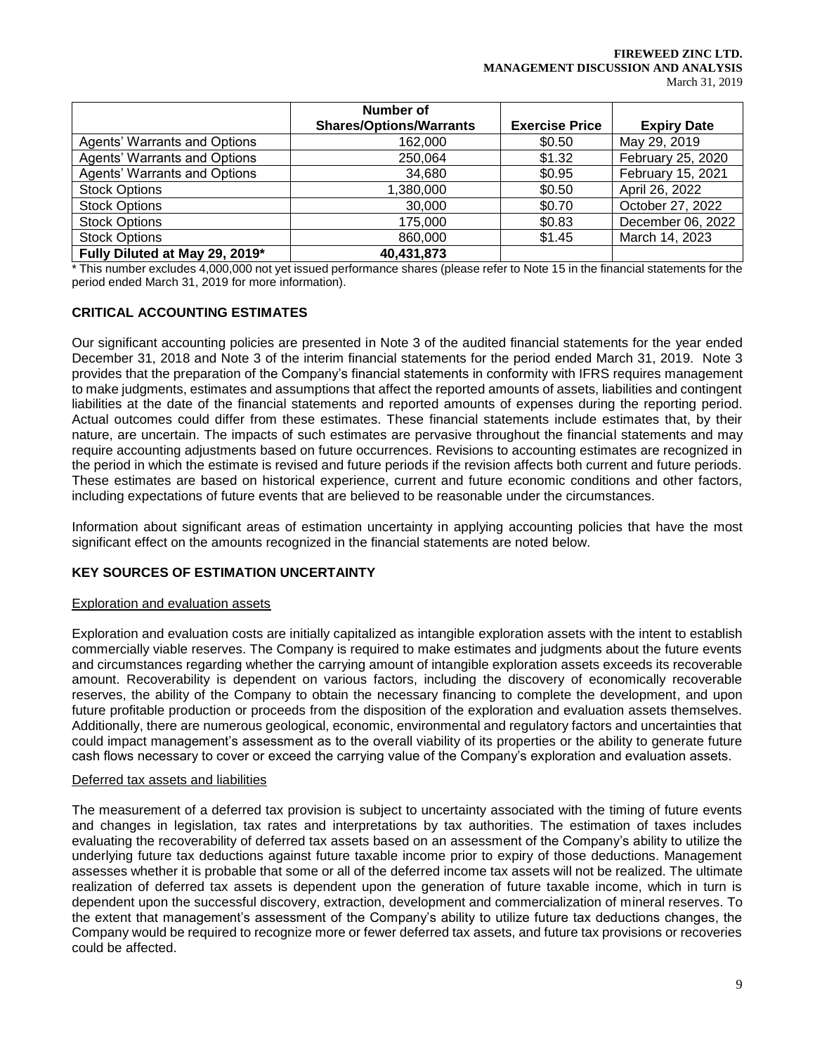| | Number of Shares/Options/Warrants | Exercise Price | Expiry Date |
|---|---|---|---|
| Agents' Warrants and Options | 162,000 | $0.50 | May 29, 2019 |
| Agents' Warrants and Options | 250,064 | $1.32 | February 25, 2020 |
| Agents' Warrants and Options | 34,680 | $0.95 | February 15, 2021 |
| Stock Options | 1,380,000 | $0.50 | April 26, 2022 |
| Stock Options | 30,000 | $0.70 | October 27, 2022 |
| Stock Options | 175,000 | $0.83 | December 06, 2022 |
| Stock Options | 860,000 | $1.45 | March 14, 2023 |
| **Fully Diluted at May 29, 2019*** | **40,431,873** | | |

* This number excludes 4,000,000 not yet issued performance shares (please refer to Note 15 in the financial statements for the period ended March 31, 2019 for more information).

## CRITICAL ACCOUNTING ESTIMATES

Our significant accounting policies are presented in Note 3 of the audited financial statements for the year ended December 31, 2018 and Note 3 of the interim financial statements for the period ended March 31, 2019. Note 3 provides that the preparation of the Company's financial statements in conformity with IFRS requires management to make judgments, estimates and assumptions that affect the reported amounts of assets, liabilities and contingent liabilities at the date of the financial statements and reported amounts of expenses during the reporting period. Actual outcomes could differ from these estimates. These financial statements include estimates that, by their nature, are uncertain. The impacts of such estimates are pervasive throughout the financial statements and may require accounting adjustments based on future occurrences. Revisions to accounting estimates are recognized in the period in which the estimate is revised and future periods if the revision affects both current and future periods. These estimates are based on historical experience, current and future economic conditions and other factors, including expectations of future events that are believed to be reasonable under the circumstances.

Information about significant areas of estimation uncertainty in applying accounting policies that have the most significant effect on the amounts recognized in the financial statements are noted below.

## KEY SOURCES OF ESTIMATION UNCERTAINTY

### Exploration and evaluation assets

Exploration and evaluation costs are initially capitalized as intangible exploration assets with the intent to establish commercially viable reserves. The Company is required to make estimates and judgments about the future events and circumstances regarding whether the carrying amount of intangible exploration assets exceeds its recoverable amount. Recoverability is dependent on various factors, including the discovery of economically recoverable reserves, the ability of the Company to obtain the necessary financing to complete the development, and upon future profitable production or proceeds from the disposition of the exploration and evaluation assets themselves. Additionally, there are numerous geological, economic, environmental and regulatory factors and uncertainties that could impact management's assessment as to the overall viability of its properties or the ability to generate future cash flows necessary to cover or exceed the carrying value of the Company's exploration and evaluation assets.

### Deferred tax assets and liabilities

The measurement of a deferred tax provision is subject to uncertainty associated with the timing of future events and changes in legislation, tax rates and interpretations by tax authorities. The estimation of taxes includes evaluating the recoverability of deferred tax assets based on an assessment of the Company's ability to utilize the underlying future tax deductions against future taxable income prior to expiry of those deductions. Management assesses whether it is probable that some or all of the deferred income tax assets will not be realized. The ultimate realization of deferred tax assets is dependent upon the generation of future taxable income, which in turn is dependent upon the successful discovery, extraction, development and commercialization of mineral reserves. To the extent that management's assessment of the Company's ability to utilize future tax deductions changes, the Company would be required to recognize more or fewer deferred tax assets, and future tax provisions or recoveries could be affected.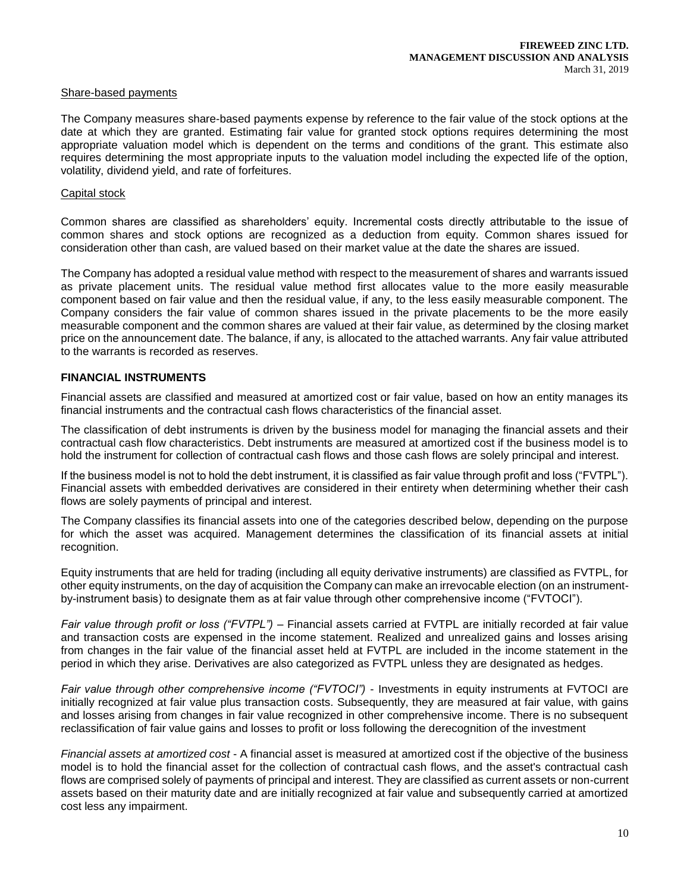### Share-based payments

The Company measures share-based payments expense by reference to the fair value of the stock options at the date at which they are granted. Estimating fair value for granted stock options requires determining the most appropriate valuation model which is dependent on the terms and conditions of the grant. This estimate also requires determining the most appropriate inputs to the valuation model including the expected life of the option, volatility, dividend yield, and rate of forfeitures.

### Capital stock

Common shares are classified as shareholders' equity. Incremental costs directly attributable to the issue of common shares and stock options are recognized as a deduction from equity. Common shares issued for consideration other than cash, are valued based on their market value at the date the shares are issued.

The Company has adopted a residual value method with respect to the measurement of shares and warrants issued as private placement units. The residual value method first allocates value to the more easily measurable component based on fair value and then the residual value, if any, to the less easily measurable component. The Company considers the fair value of common shares issued in the private placements to be the more easily measurable component and the common shares are valued at their fair value, as determined by the closing market price on the announcement date. The balance, if any, is allocated to the attached warrants. Any fair value attributed to the warrants is recorded as reserves.

## FINANCIAL INSTRUMENTS

Financial assets are classified and measured at amortized cost or fair value, based on how an entity manages its financial instruments and the contractual cash flows characteristics of the financial asset.

The classification of debt instruments is driven by the business model for managing the financial assets and their contractual cash flow characteristics. Debt instruments are measured at amortized cost if the business model is to hold the instrument for collection of contractual cash flows and those cash flows are solely principal and interest.

If the business model is not to hold the debt instrument, it is classified as fair value through profit and loss ("FVTPL"). Financial assets with embedded derivatives are considered in their entirety when determining whether their cash flows are solely payments of principal and interest.

The Company classifies its financial assets into one of the categories described below, depending on the purpose for which the asset was acquired. Management determines the classification of its financial assets at initial recognition.

Equity instruments that are held for trading (including all equity derivative instruments) are classified as FVTPL, for other equity instruments, on the day of acquisition the Company can make an irrevocable election (on an instrument-by-instrument basis) to designate them as at fair value through other comprehensive income ("FVTOCI").

*Fair value through profit or loss ("FVTPL")* – Financial assets carried at FVTPL are initially recorded at fair value and transaction costs are expensed in the income statement. Realized and unrealized gains and losses arising from changes in the fair value of the financial asset held at FVTPL are included in the income statement in the period in which they arise. Derivatives are also categorized as FVTPL unless they are designated as hedges.

*Fair value through other comprehensive income ("FVTOCI")* - Investments in equity instruments at FVTOCI are initially recognized at fair value plus transaction costs. Subsequently, they are measured at fair value, with gains and losses arising from changes in fair value recognized in other comprehensive income. There is no subsequent reclassification of fair value gains and losses to profit or loss following the derecognition of the investment

*Financial assets at amortized cost* - A financial asset is measured at amortized cost if the objective of the business model is to hold the financial asset for the collection of contractual cash flows, and the asset's contractual cash flows are comprised solely of payments of principal and interest. They are classified as current assets or non-current assets based on their maturity date and are initially recognized at fair value and subsequently carried at amortized cost less any impairment.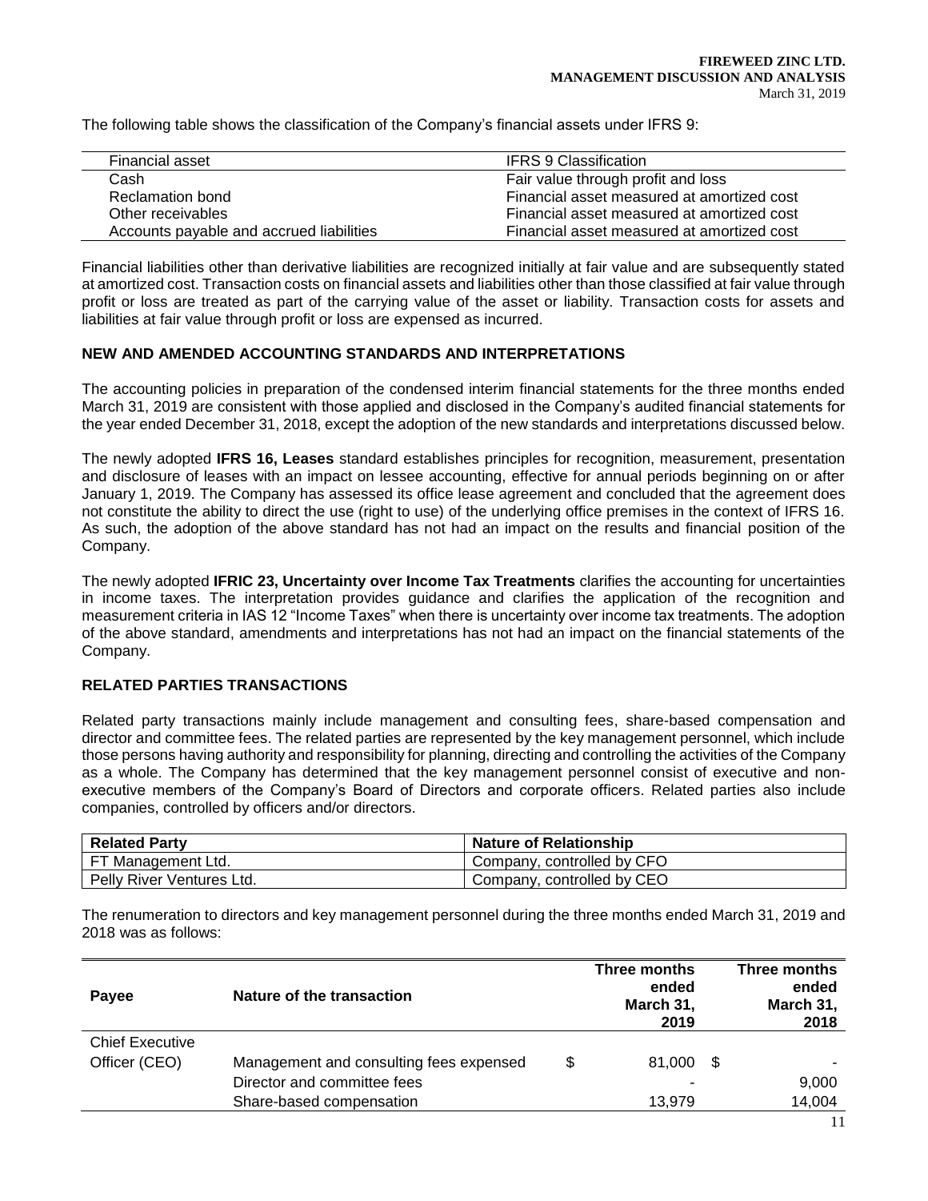The following table shows the classification of the Company's financial assets under IFRS 9:

| Financial asset | IFRS 9 Classification |
| --- | --- |
| Cash | Fair value through profit and loss |
| Reclamation bond | Financial asset measured at amortized cost |
| Other receivables | Financial asset measured at amortized cost |
| Accounts payable and accrued liabilities | Financial asset measured at amortized cost |

Financial liabilities other than derivative liabilities are recognized initially at fair value and are subsequently stated at amortized cost. Transaction costs on financial assets and liabilities other than those classified at fair value through profit or loss are treated as part of the carrying value of the asset or liability. Transaction costs for assets and liabilities at fair value through profit or loss are expensed as incurred.

## NEW AND AMENDED ACCOUNTING STANDARDS AND INTERPRETATIONS

The accounting policies in preparation of the condensed interim financial statements for the three months ended March 31, 2019 are consistent with those applied and disclosed in the Company's audited financial statements for the year ended December 31, 2018, except the adoption of the new standards and interpretations discussed below.

The newly adopted **IFRS 16, Leases** standard establishes principles for recognition, measurement, presentation and disclosure of leases with an impact on lessee accounting, effective for annual periods beginning on or after January 1, 2019. The Company has assessed its office lease agreement and concluded that the agreement does not constitute the ability to direct the use (right to use) of the underlying office premises in the context of IFRS 16. As such, the adoption of the above standard has not had an impact on the results and financial position of the Company.

The newly adopted **IFRIC 23, Uncertainty over Income Tax Treatments** clarifies the accounting for uncertainties in income taxes. The interpretation provides guidance and clarifies the application of the recognition and measurement criteria in IAS 12 "Income Taxes" when there is uncertainty over income tax treatments. The adoption of the above standard, amendments and interpretations has not had an impact on the financial statements of the Company.

## RELATED PARTIES TRANSACTIONS

Related party transactions mainly include management and consulting fees, share-based compensation and director and committee fees. The related parties are represented by the key management personnel, which include those persons having authority and responsibility for planning, directing and controlling the activities of the Company as a whole. The Company has determined that the key management personnel consist of executive and non-executive members of the Company's Board of Directors and corporate officers. Related parties also include companies, controlled by officers and/or directors.

| Related Party | Nature of Relationship |
| --- | --- |
| FT Management Ltd. | Company, controlled by CFO |
| Pelly River Ventures Ltd. | Company, controlled by CEO |

The renumeration to directors and key management personnel during the three months ended March 31, 2019 and 2018 was as follows:

| Payee | Nature of the transaction | Three months ended March 31, 2019 | Three months ended March 31, 2018 |
| --- | --- | --- | --- |
| Chief Executive Officer (CEO) | Management and consulting fees expensed | $ 81,000 | $ - |
| | Director and committee fees | - | 9,000 |
| | Share-based compensation | 13,979 | 14,004 |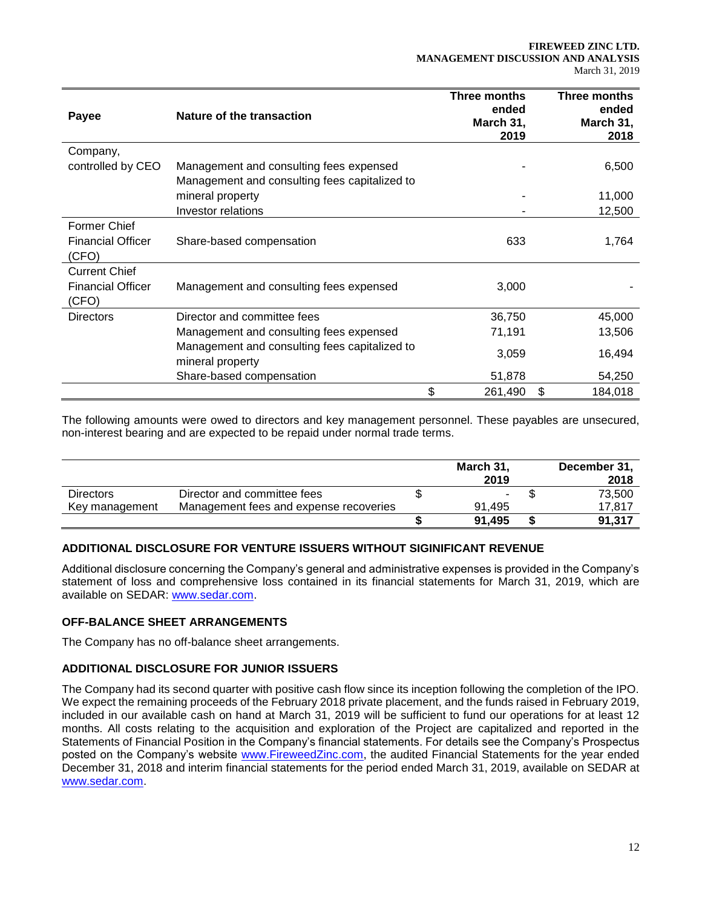| Payee | Nature of the transaction | Three months ended March 31, 2019 | Three months ended March 31, 2018 |
|---|---|---|---|
| Company, controlled by CEO | Management and consulting fees expensed | - | 6,500 |
| | Management and consulting fees capitalized to mineral property | - | 11,000 |
| | Investor relations | - | 12,500 |
| Former Chief Financial Officer (CFO) | Share-based compensation | 633 | 1,764 |
| Current Chief Financial Officer (CFO) | Management and consulting fees expensed | 3,000 | - |
| Directors | Director and committee fees | 36,750 | 45,000 |
| | Management and consulting fees expensed | 71,191 | 13,506 |
| | Management and consulting fees capitalized to mineral property | 3,059 | 16,494 |
| | Share-based compensation | 51,878 | 54,250 |
| | | $ 261,490 | $ 184,018 |

The following amounts were owed to directors and key management personnel. These payables are unsecured, non-interest bearing and are expected to be repaid under normal trade terms.

| | | March 31, 2019 | December 31, 2018 |
|---|---|---|---|
| Directors | Director and committee fees | $ - | $ 73,500 |
| Key management | Management fees and expense recoveries | 91,495 | 17,817 |
| | | **$ 91,495** | **$ 91,317** |

## ADDITIONAL DISCLOSURE FOR VENTURE ISSUERS WITHOUT SIGINIFICANT REVENUE

Additional disclosure concerning the Company's general and administrative expenses is provided in the Company's statement of loss and comprehensive loss contained in its financial statements for March 31, 2019, which are available on SEDAR: www.sedar.com.

## OFF-BALANCE SHEET ARRANGEMENTS

The Company has no off-balance sheet arrangements.

## ADDITIONAL DISCLOSURE FOR JUNIOR ISSUERS

The Company had its second quarter with positive cash flow since its inception following the completion of the IPO. We expect the remaining proceeds of the February 2018 private placement, and the funds raised in February 2019, included in our available cash on hand at March 31, 2019 will be sufficient to fund our operations for at least 12 months. All costs relating to the acquisition and exploration of the Project are capitalized and reported in the Statements of Financial Position in the Company's financial statements. For details see the Company's Prospectus posted on the Company's website www.FireweedZinc.com, the audited Financial Statements for the year ended December 31, 2018 and interim financial statements for the period ended March 31, 2019, available on SEDAR at www.sedar.com.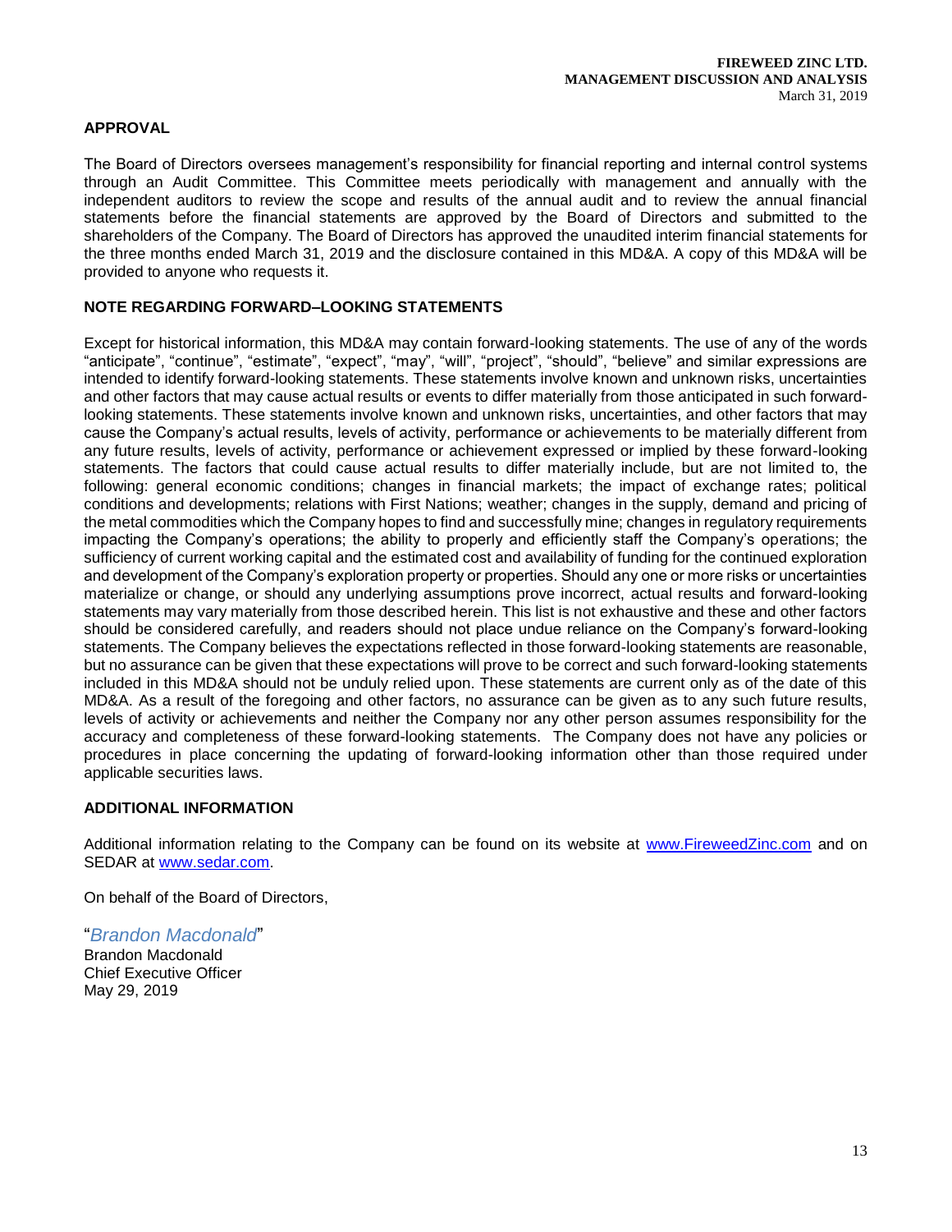## APPROVAL

The Board of Directors oversees management's responsibility for financial reporting and internal control systems through an Audit Committee. This Committee meets periodically with management and annually with the independent auditors to review the scope and results of the annual audit and to review the annual financial statements before the financial statements are approved by the Board of Directors and submitted to the shareholders of the Company. The Board of Directors has approved the unaudited interim financial statements for the three months ended March 31, 2019 and the disclosure contained in this MD&A. A copy of this MD&A will be provided to anyone who requests it.

## NOTE REGARDING FORWARD–LOOKING STATEMENTS

Except for historical information, this MD&A may contain forward-looking statements. The use of any of the words "anticipate", "continue", "estimate", "expect", "may", "will", "project", "should", "believe" and similar expressions are intended to identify forward-looking statements. These statements involve known and unknown risks, uncertainties and other factors that may cause actual results or events to differ materially from those anticipated in such forward-looking statements. These statements involve known and unknown risks, uncertainties, and other factors that may cause the Company's actual results, levels of activity, performance or achievements to be materially different from any future results, levels of activity, performance or achievement expressed or implied by these forward-looking statements. The factors that could cause actual results to differ materially include, but are not limited to, the following: general economic conditions; changes in financial markets; the impact of exchange rates; political conditions and developments; relations with First Nations; weather; changes in the supply, demand and pricing of the metal commodities which the Company hopes to find and successfully mine; changes in regulatory requirements impacting the Company's operations; the ability to properly and efficiently staff the Company's operations; the sufficiency of current working capital and the estimated cost and availability of funding for the continued exploration and development of the Company's exploration property or properties. Should any one or more risks or uncertainties materialize or change, or should any underlying assumptions prove incorrect, actual results and forward-looking statements may vary materially from those described herein. This list is not exhaustive and these and other factors should be considered carefully, and readers should not place undue reliance on the Company's forward-looking statements. The Company believes the expectations reflected in those forward-looking statements are reasonable, but no assurance can be given that these expectations will prove to be correct and such forward-looking statements included in this MD&A should not be unduly relied upon. These statements are current only as of the date of this MD&A. As a result of the foregoing and other factors, no assurance can be given as to any such future results, levels of activity or achievements and neither the Company nor any other person assumes responsibility for the accuracy and completeness of these forward-looking statements. The Company does not have any policies or procedures in place concerning the updating of forward-looking information other than those required under applicable securities laws.

## ADDITIONAL INFORMATION

Additional information relating to the Company can be found on its website at [www.FireweedZinc.com](http://www.FireweedZinc.com) and on SEDAR at [www.sedar.com](http://www.sedar.com).

On behalf of the Board of Directors,

"*Brandon Macdonald*"
Brandon Macdonald
Chief Executive Officer
May 29, 2019